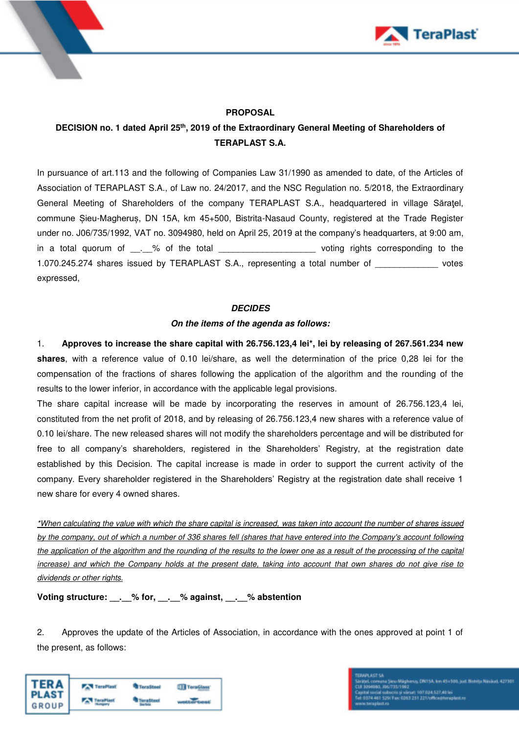**PROPOSAL**

**DECISION no. 1 dated April 25th, 2019 of the Extraordinary General Meeting of Shareholders of TERAPLAST S.A.**

In pursuance of art.113 and the following of Companies Law 31/1990 as amended to date, of the Articles of Association of TERAPLAST S.A., of Law no. 24/2017, and the NSC Regulation no. 5/2018, the Extraordinary General Meeting of Shareholders of the company TERAPLAST S.A., headquartered in village Sărațel, commune Șieu-Magheruș, DN 15A, km 45+500, Bistrita-Nasaud County, registered at the Trade Register under no. J06/735/1992, VAT no. 3094980, held on April 25, 2019 at the company's headquarters, at 9:00 am, in a total quorum of __.__% of the total ____________________ voting rights corresponding to the 1.070.245.274 shares issued by TERAPLAST S.A., representing a total number of _____________ votes expressed,

***DECIDES***

***On the items of the agenda as follows:***

1. **Approves to increase the share capital with 26.756.123,4 lei\*, lei by releasing of 267.561.234 new shares**, with a reference value of 0.10 lei/share, as well the determination of the price 0,28 lei for the compensation of the fractions of shares following the application of the algorithm and the rounding of the results to the lower inferior, in accordance with the applicable legal provisions.

The share capital increase will be made by incorporating the reserves in amount of 26.756.123,4 lei, constituted from the net profit of 2018, and by releasing of 26.756.123,4 new shares with a reference value of 0.10 lei/share. The new released shares will not modify the shareholders percentage and will be distributed for free to all company's shareholders, registered in the Shareholders' Registry, at the registration date established by this Decision. The capital increase is made in order to support the current activity of the company. Every shareholder registered in the Shareholders' Registry at the registration date shall receive 1 new share for every 4 owned shares.

*\*When calculating the value with which the share capital is increased, was taken into account the number of shares issued by the company, out of which a number of 336 shares fell (shares that have entered into the Company's account following the application of the algorithm and the rounding of the results to the lower one as a result of the processing of the capital increase) and which the Company holds at the present date, taking into account that own shares do not give rise to dividends or other rights.*

**Voting structure: __.__% for, __.__% against, __.__% abstention**

2. Approves the update of the Articles of Association, in accordance with the ones approved at point 1 of the present, as follows: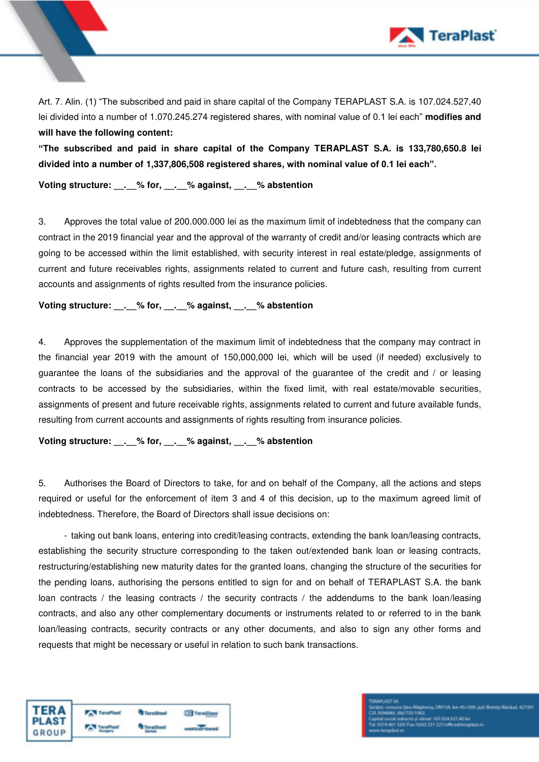Art. 7. Alin. (1) "The subscribed and paid in share capital of the Company TERAPLAST S.A. is 107.024.527,40 lei divided into a number of 1.070.245.274 registered shares, with nominal value of 0.1 lei each" **modifies and will have the following content:**

**"The subscribed and paid in share capital of the Company TERAPLAST S.A. is 133,780,650.8 lei divided into a number of 1,337,806,508 registered shares, with nominal value of 0.1 lei each".**

**Voting structure: __.__% for, __.__% against, __.__% abstention**

3. Approves the total value of 200.000.000 lei as the maximum limit of indebtedness that the company can contract in the 2019 financial year and the approval of the warranty of credit and/or leasing contracts which are going to be accessed within the limit established, with security interest in real estate/pledge, assignments of current and future receivables rights, assignments related to current and future cash, resulting from current accounts and assignments of rights resulted from the insurance policies.

**Voting structure: __.__% for, __.__% against, __.__% abstention**

4. Approves the supplementation of the maximum limit of indebtedness that the company may contract in the financial year 2019 with the amount of 150,000,000 lei, which will be used (if needed) exclusively to guarantee the loans of the subsidiaries and the approval of the guarantee of the credit and / or leasing contracts to be accessed by the subsidiaries, within the fixed limit, with real estate/movable securities, assignments of present and future receivable rights, assignments related to current and future available funds, resulting from current accounts and assignments of rights resulting from insurance policies.

**Voting structure: __.__% for, __.__% against, __.__% abstention**

5. Authorises the Board of Directors to take, for and on behalf of the Company, all the actions and steps required or useful for the enforcement of item 3 and 4 of this decision, up to the maximum agreed limit of indebtedness. Therefore, the Board of Directors shall issue decisions on:

- taking out bank loans, entering into credit/leasing contracts, extending the bank loan/leasing contracts, establishing the security structure corresponding to the taken out/extended bank loan or leasing contracts, restructuring/establishing new maturity dates for the granted loans, changing the structure of the securities for the pending loans, authorising the persons entitled to sign for and on behalf of TERAPLAST S.A. the bank loan contracts / the leasing contracts / the security contracts / the addendums to the bank loan/leasing contracts, and also any other complementary documents or instruments related to or referred to in the bank loan/leasing contracts, security contracts or any other documents, and also to sign any other forms and requests that might be necessary or useful in relation to such bank transactions.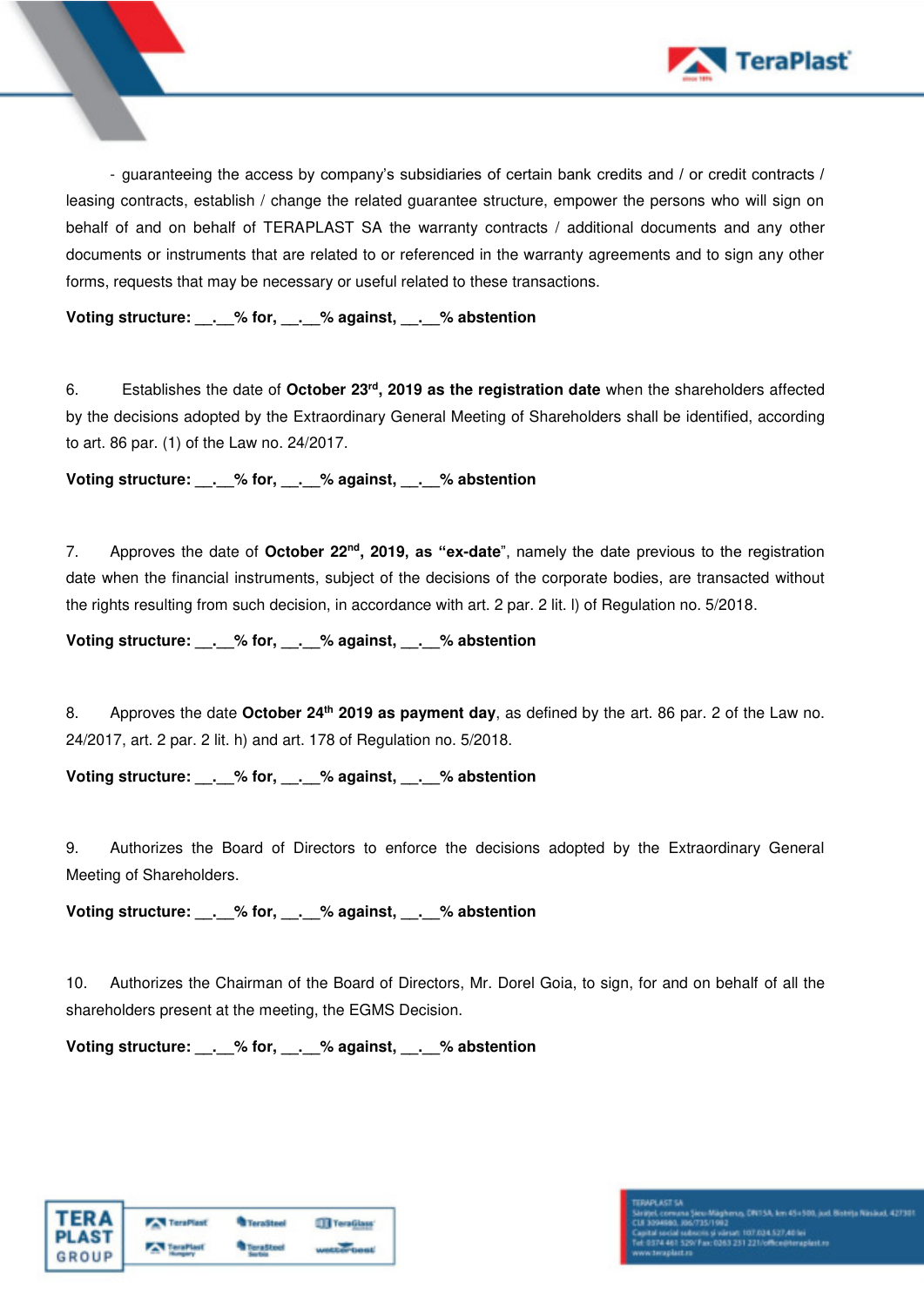- guaranteeing the access by company's subsidiaries of certain bank credits and / or credit contracts / leasing contracts, establish / change the related guarantee structure, empower the persons who will sign on behalf of and on behalf of TERAPLAST SA the warranty contracts / additional documents and any other documents or instruments that are related to or referenced in the warranty agreements and to sign any other forms, requests that may be necessary or useful related to these transactions.

**Voting structure: __.__% for, __.__% against, __.__% abstention**

6. Establishes the date of **October 23rd, 2019 as the registration date** when the shareholders affected by the decisions adopted by the Extraordinary General Meeting of Shareholders shall be identified, according to art. 86 par. (1) of the Law no. 24/2017.

**Voting structure: __.__% for, __.__% against, __.__% abstention**

7. Approves the date of **October 22nd, 2019, as "ex-date"**, namely the date previous to the registration date when the financial instruments, subject of the decisions of the corporate bodies, are transacted without the rights resulting from such decision, in accordance with art. 2 par. 2 lit. l) of Regulation no. 5/2018.

**Voting structure: __.__% for, __.__% against, __.__% abstention**

8. Approves the date **October 24th 2019 as payment day**, as defined by the art. 86 par. 2 of the Law no. 24/2017, art. 2 par. 2 lit. h) and art. 178 of Regulation no. 5/2018.

**Voting structure: __.__% for, __.__% against, __.__% abstention**

9. Authorizes the Board of Directors to enforce the decisions adopted by the Extraordinary General Meeting of Shareholders.

**Voting structure: __.__% for, __.__% against, __.__% abstention**

10. Authorizes the Chairman of the Board of Directors, Mr. Dorel Goia, to sign, for and on behalf of all the shareholders present at the meeting, the EGMS Decision.

**Voting structure: __.__% for, __.__% against, __.__% abstention**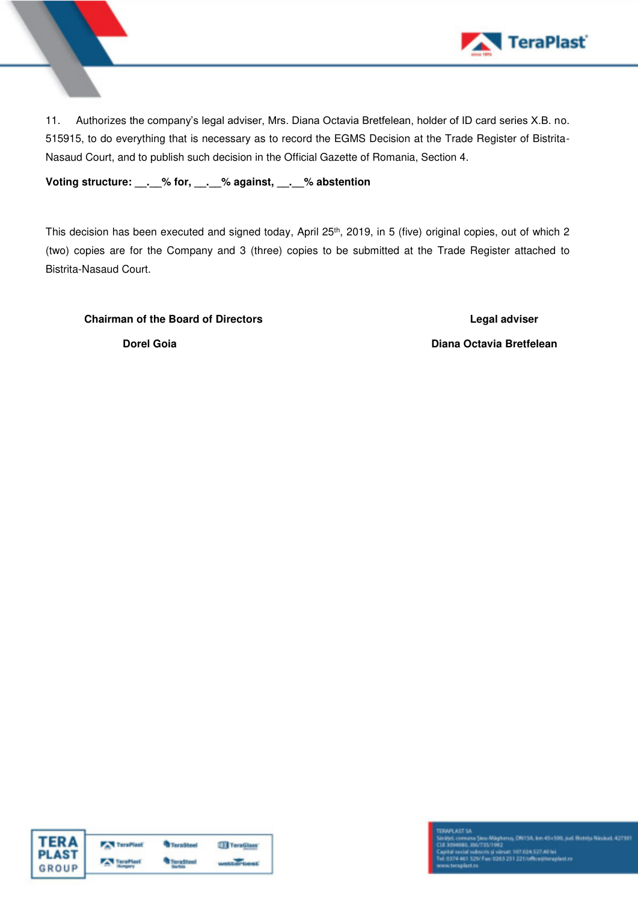11. Authorizes the company's legal adviser, Mrs. Diana Octavia Bretfelean, holder of ID card series X.B. no. 515915, to do everything that is necessary as to record the EGMS Decision at the Trade Register of Bistrita-Nasaud Court, and to publish such decision in the Official Gazette of Romania, Section 4.

**Voting structure: __.__% for, __.__% against, __.__% abstention**

This decision has been executed and signed today, April 25th, 2019, in 5 (five) original copies, out of which 2 (two) copies are for the Company and 3 (three) copies to be submitted at the Trade Register attached to Bistrita-Nasaud Court.

| | |
|---|---|
| **Chairman of the Board of Directors** | **Legal adviser** |
| **Dorel Goia** | **Diana Octavia Bretfelean** |